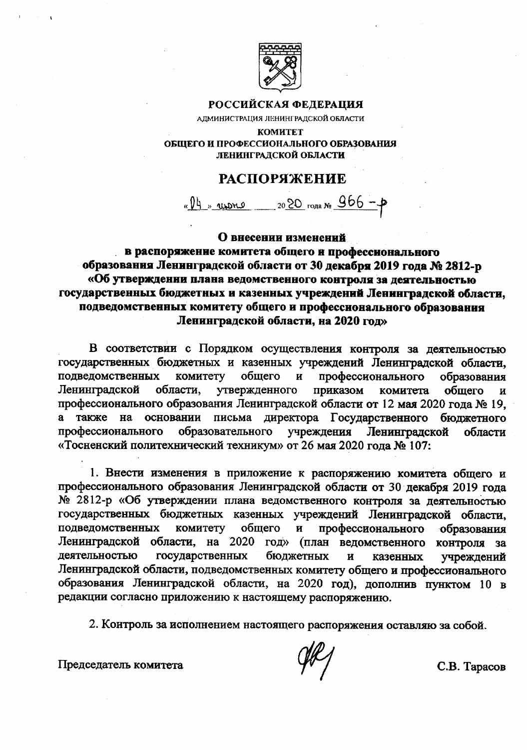**РОССИЙСКАЯ ФЕДЕРАЦИЯ**

АДМИНИСТРАЦИЯ ЛЕНИНГРАДСКОЙ ОБЛАСТИ

**КОМИТЕТ**
**ОБЩЕГО И ПРОФЕССИОНАЛЬНОГО ОБРАЗОВАНИЯ**
**ЛЕНИНГРАДСКОЙ ОБЛАСТИ**

# РАСПОРЯЖЕНИЕ

«04» июня 2020 года № 966-р

**О внесении изменений в распоряжение комитета общего и профессионального образования Ленинградской области от 30 декабря 2019 года № 2812-р «Об утверждении плана ведомственного контроля за деятельностью государственных бюджетных и казенных учреждений Ленинградской области, подведомственных комитету общего и профессионального образования Ленинградской области, на 2020 год»**

В соответствии с Порядком осуществления контроля за деятельностью государственных бюджетных и казенных учреждений Ленинградской области, подведомственных комитету общего и профессионального образования Ленинградской области, утвержденного приказом комитета общего и профессионального образования Ленинградской области от 12 мая 2020 года № 19, а также на основании письма директора Государственного бюджетного профессионального образовательного учреждения Ленинградской области «Тосненский политехнический техникум» от 26 мая 2020 года № 107:

1. Внести изменения в приложение к распоряжению комитета общего и профессионального образования Ленинградской области от 30 декабря 2019 года № 2812-р «Об утверждении плана ведомственного контроля за деятельностью государственных бюджетных казенных учреждений Ленинградской области, подведомственных комитету общего и профессионального образования Ленинградской области, на 2020 год» (план ведомственного контроля за деятельностью государственных бюджетных и казенных учреждений Ленинградской области, подведомственных комитету общего и профессионального образования Ленинградской области, на 2020 год), дополнив пунктом 10 в редакции согласно приложению к настоящему распоряжению.

2. Контроль за исполнением настоящего распоряжения оставляю за собой.

Председатель комитета С.В. Тарасов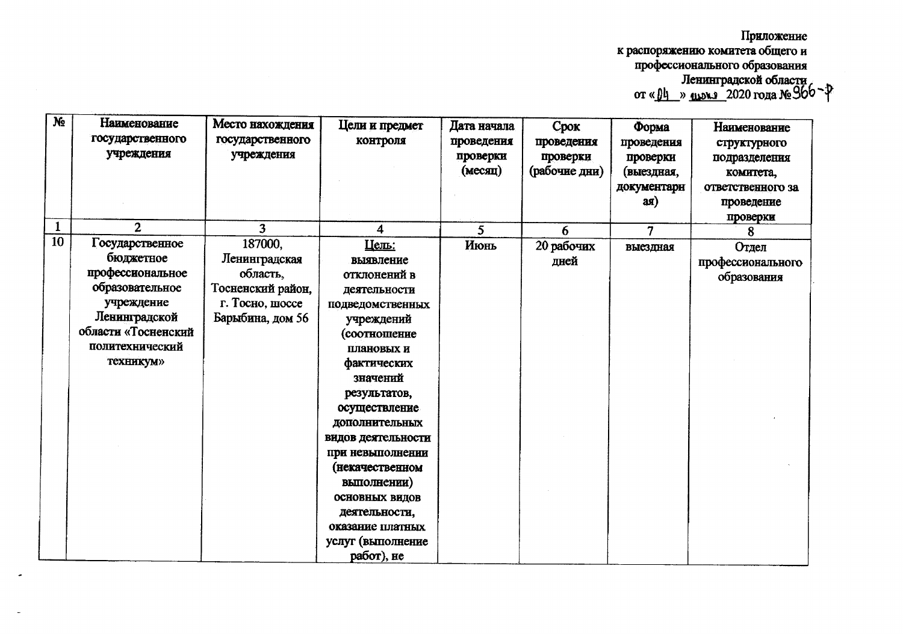Приложение
к распоряжению комитета общего и
профессионального образования
Ленинградской области
от «04» июня 2020 года № 966-р

| № | Наименование государственного учреждения | Место нахождения государственного учреждения | Цели и предмет контроля | Дата начала проведения проверки (месяц) | Срок проведения проверки (рабочие дни) | Форма проведения проверки (выездная, документарная) | Наименование структурного подразделения комитета, ответственного за проведение проверки |
|---|---|---|---|---|---|---|---|
| 1 | 2 | 3 | 4 | 5 | 6 | 7 | 8 |
| 10 | Государственное бюджетное профессиональное образовательное учреждение Ленинградской области «Тосненский политехнический техникум» | 187000, Ленинградская область, Тосненский район, г. Тосно, шоссе Барыбина, дом 56 | Цель: выявление отклонений в деятельности подведомственных учреждений (соотношение плановых и фактических значений результатов, осуществление дополнительных видов деятельности при невыполнении (некачественном выполнении) основных видов деятельности, оказание платных услуг (выполнение работ), не | Июнь | 20 рабочих дней | выездная | Отдел профессионального образования |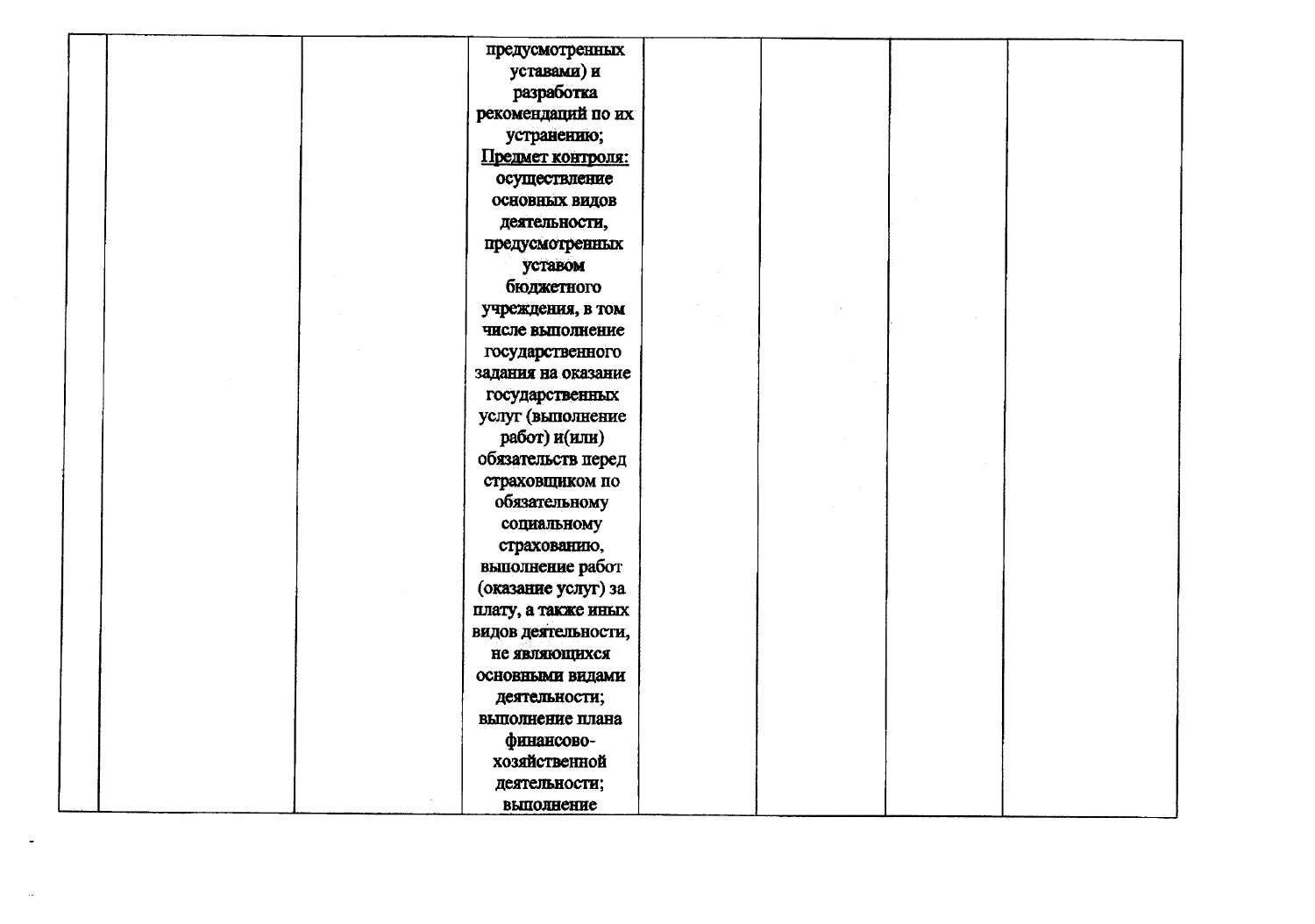|  |  |  | предусмотренных уставами) и разработка рекомендаций по их устранению;<br>Предмет контроля: осуществление основных видов деятельности, предусмотренных уставом бюджетного учреждения, в том числе выполнение государственного задания на оказание государственных услуг (выполнение работ) и(или) обязательств перед страховщиком по обязательному социальному страхованию, выполнение работ (оказание услуг) за плату, а также иных видов деятельности, не являющихся основными видами деятельности; выполнение плана финансово-хозяйственной деятельности; выполнение |  |  |  |  |
|---|---|---|---|---|---|---|---|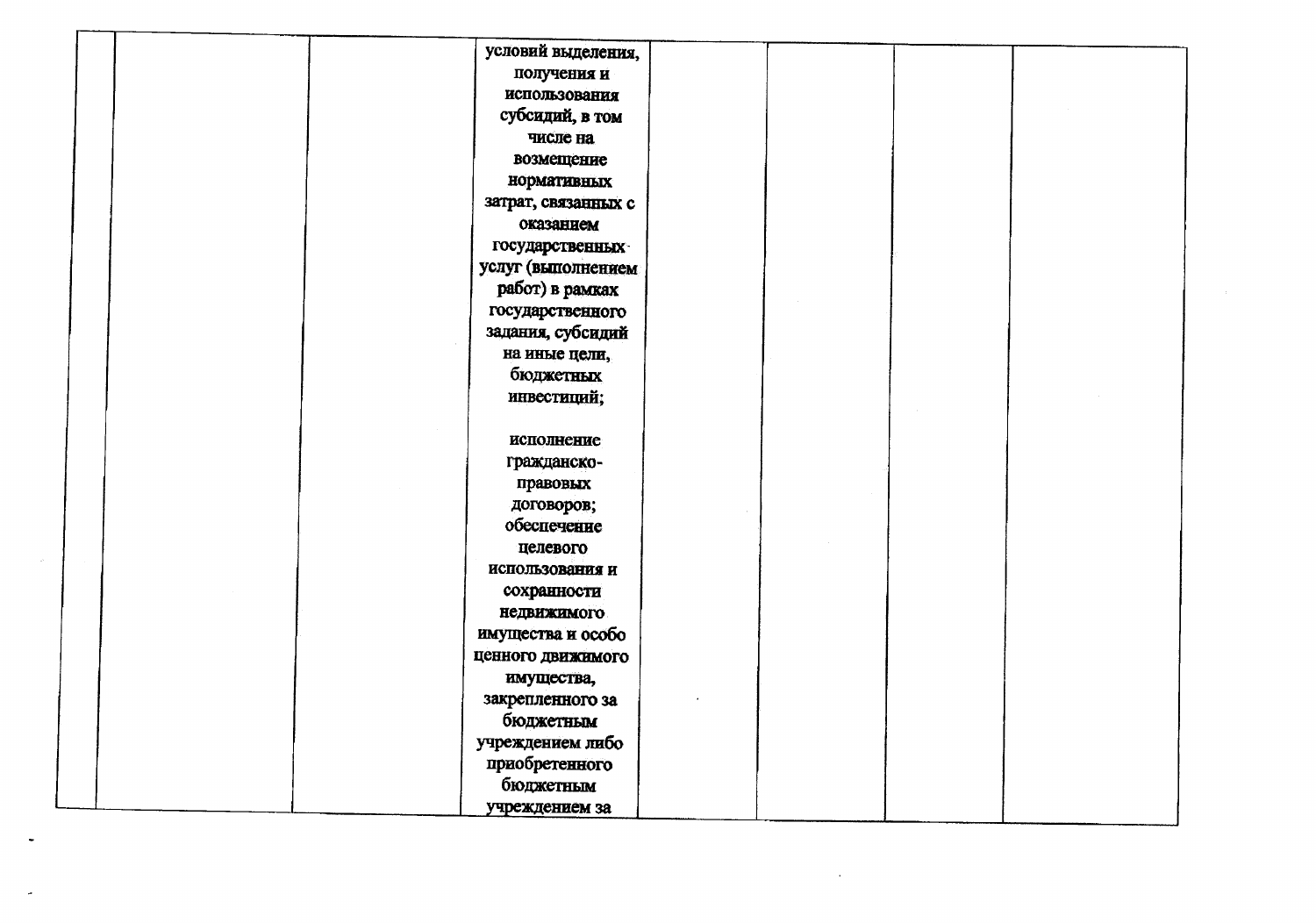|  |  |  | условий выделения, получения и использования субсидий, в том числе на возмещение нормативных затрат, связанных с оказанием государственных услуг (выполнением работ) в рамках государственного задания, субсидий на иные цели, бюджетных инвестиций;<br><br>исполнение гражданско-правовых договоров; обеспечение целевого использования и сохранности недвижимого имущества и особо ценного движимого имущества, закрепленного за бюджетным учреждением либо приобретенного бюджетным учреждением за |  |  |  |  |
|---|---|---|---|---|---|---|---|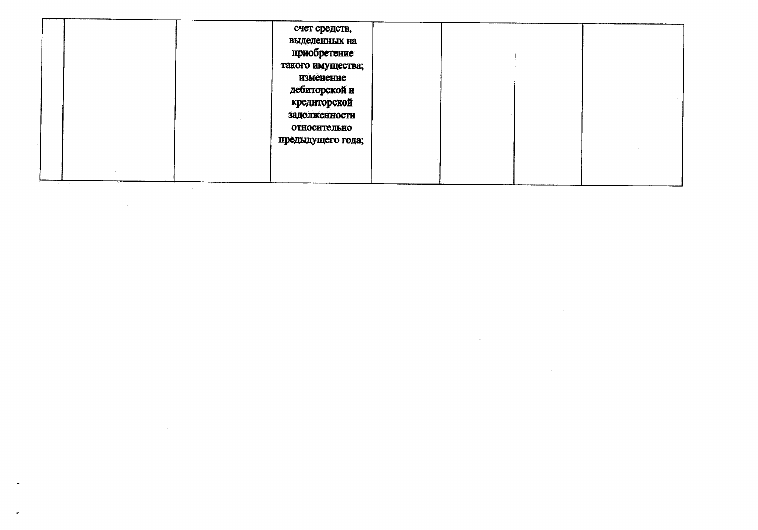| | | | | | | | |
|---|---|---|---|---|---|---|---|
| | | | счет средств, выделенных на приобретение такого имущества; изменение дебиторской и кредиторской задолженности относительно предыдущего года; | | | | |